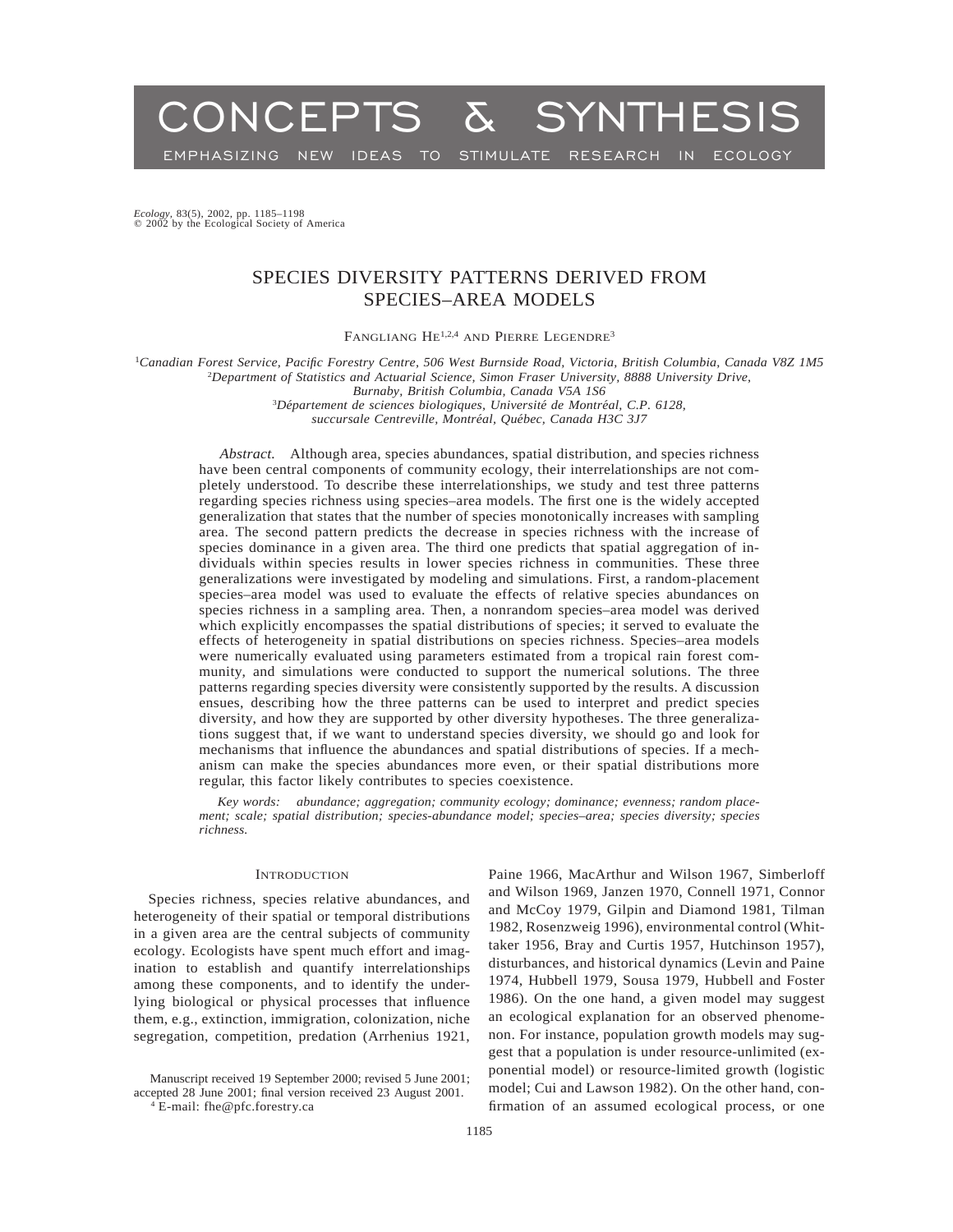# CONCEPTS & SYNTHESIS

EMPHASIZING NEW IDEAS TO STIMULATE RESEARCH IN ECOLOGY

*Ecology*, 83(5), 2002, pp. 1185–1198
© 2002 by the Ecological Society of America

## SPECIES DIVERSITY PATTERNS DERIVED FROM SPECIES–AREA MODELS

FANGLIANG HE[1,2,4] AND PIERRE LEGENDRE[3]

[1]*Canadian Forest Service, Pacific Forestry Centre, 506 West Burnside Road, Victoria, British Columbia, Canada V8Z 1M5*
[2]*Department of Statistics and Actuarial Science, Simon Fraser University, 8888 University Drive, Burnaby, British Columbia, Canada V5A 1S6*
[3]*Département de sciences biologiques, Université de Montréal, C.P. 6128, succursale Centreville, Montréal, Québec, Canada H3C 3J7*

*Abstract.* Although area, species abundances, spatial distribution, and species richness have been central components of community ecology, their interrelationships are not completely understood. To describe these interrelationships, we study and test three patterns regarding species richness using species–area models. The first one is the widely accepted generalization that states that the number of species monotonically increases with sampling area. The second pattern predicts the decrease in species richness with the increase of species dominance in a given area. The third one predicts that spatial aggregation of individuals within species results in lower species richness in communities. These three generalizations were investigated by modeling and simulations. First, a random-placement species–area model was used to evaluate the effects of relative species abundances on species richness in a sampling area. Then, a nonrandom species–area model was derived which explicitly encompasses the spatial distributions of species; it served to evaluate the effects of heterogeneity in spatial distributions on species richness. Species–area models were numerically evaluated using parameters estimated from a tropical rain forest community, and simulations were conducted to support the numerical solutions. The three patterns regarding species diversity were consistently supported by the results. A discussion ensues, describing how the three patterns can be used to interpret and predict species diversity, and how they are supported by other diversity hypotheses. The three generalizations suggest that, if we want to understand species diversity, we should go and look for mechanisms that influence the abundances and spatial distributions of species. If a mechanism can make the species abundances more even, or their spatial distributions more regular, this factor likely contributes to species coexistence.

*Key words:* *abundance; aggregation; community ecology; dominance; evenness; random placement; scale; spatial distribution; species-abundance model; species–area; species diversity; species richness.*

### INTRODUCTION

Species richness, species relative abundances, and heterogeneity of their spatial or temporal distributions in a given area are the central subjects of community ecology. Ecologists have spent much effort and imagination to establish and quantify interrelationships among these components, and to identify the underlying biological or physical processes that influence them, e.g., extinction, immigration, colonization, niche segregation, competition, predation (Arrhenius 1921, Paine 1966, MacArthur and Wilson 1967, Simberloff and Wilson 1969, Janzen 1970, Connell 1971, Connor and McCoy 1979, Gilpin and Diamond 1981, Tilman 1982, Rosenzweig 1996), environmental control (Whittaker 1956, Bray and Curtis 1957, Hutchinson 1957), disturbances, and historical dynamics (Levin and Paine 1974, Hubbell 1979, Sousa 1979, Hubbell and Foster 1986). On the one hand, a given model may suggest an ecological explanation for an observed phenomenon. For instance, population growth models may suggest that a population is under resource-unlimited (exponential model) or resource-limited growth (logistic model; Cui and Lawson 1982). On the other hand, confirmation of an assumed ecological process, or one

Manuscript received 19 September 2000; revised 5 June 2001; accepted 28 June 2001; final version received 23 August 2001.
[4] E-mail: fhe@pfc.forestry.ca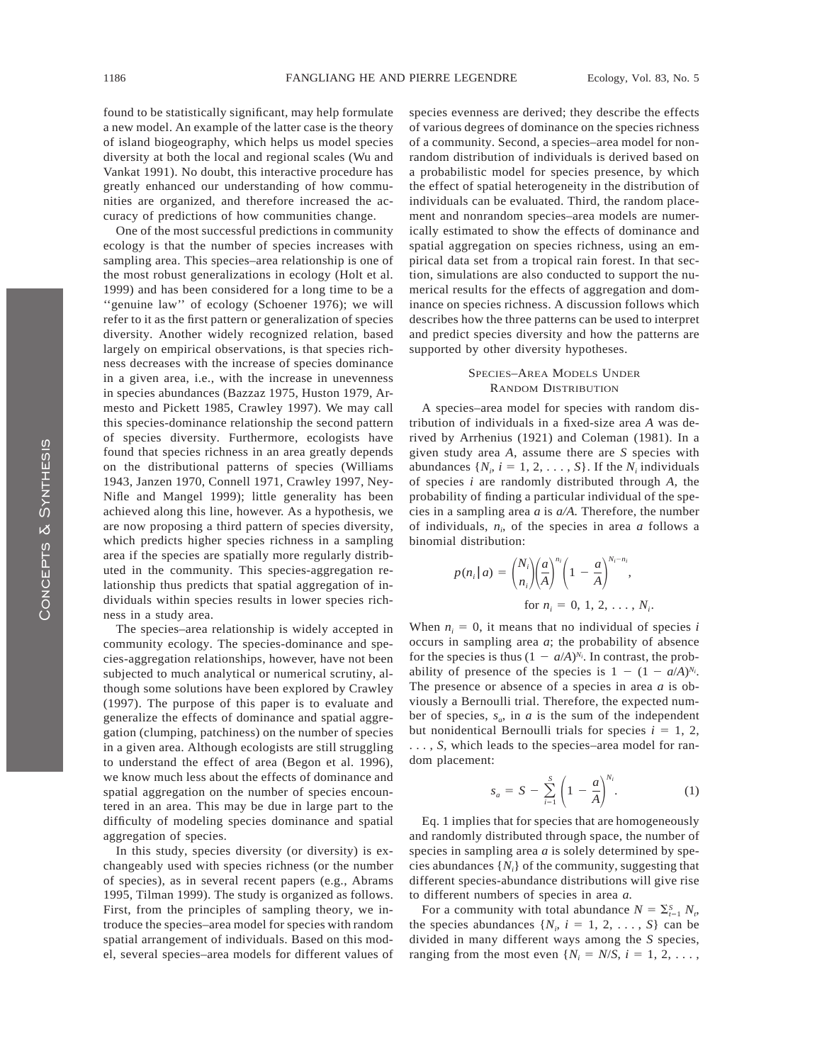found to be statistically significant, may help formulate a new model. An example of the latter case is the theory of island biogeography, which helps us model species diversity at both the local and regional scales (Wu and Vankat 1991). No doubt, this interactive procedure has greatly enhanced our understanding of how communities are organized, and therefore increased the accuracy of predictions of how communities change.

One of the most successful predictions in community ecology is that the number of species increases with sampling area. This species–area relationship is one of the most robust generalizations in ecology (Holt et al. 1999) and has been considered for a long time to be a ''genuine law'' of ecology (Schoener 1976); we will refer to it as the first pattern or generalization of species diversity. Another widely recognized relation, based largely on empirical observations, is that species richness decreases with the increase of species dominance in a given area, i.e., with the increase in unevenness in species abundances (Bazzaz 1975, Huston 1979, Armesto and Pickett 1985, Crawley 1997). We may call this species-dominance relationship the second pattern of species diversity. Furthermore, ecologists have found that species richness in an area greatly depends on the distributional patterns of species (Williams 1943, Janzen 1970, Connell 1971, Crawley 1997, Ney-Nifle and Mangel 1999); little generality has been achieved along this line, however. As a hypothesis, we are now proposing a third pattern of species diversity, which predicts higher species richness in a sampling area if the species are spatially more regularly distributed in the community. This species-aggregation relationship thus predicts that spatial aggregation of individuals within species results in lower species richness in a study area.

The species–area relationship is widely accepted in community ecology. The species-dominance and species-aggregation relationships, however, have not been subjected to much analytical or numerical scrutiny, although some solutions have been explored by Crawley (1997). The purpose of this paper is to evaluate and generalize the effects of dominance and spatial aggregation (clumping, patchiness) on the number of species in a given area. Although ecologists are still struggling to understand the effect of area (Begon et al. 1996), we know much less about the effects of dominance and spatial aggregation on the number of species encountered in an area. This may be due in large part to the difficulty of modeling species dominance and spatial aggregation of species.

In this study, species diversity (or diversity) is exchangeably used with species richness (or the number of species), as in several recent papers (e.g., Abrams 1995, Tilman 1999). The study is organized as follows. First, from the principles of sampling theory, we introduce the species–area model for species with random spatial arrangement of individuals. Based on this model, several species–area models for different values of species evenness are derived; they describe the effects of various degrees of dominance on the species richness of a community. Second, a species–area model for nonrandom distribution of individuals is derived based on a probabilistic model for species presence, by which the effect of spatial heterogeneity in the distribution of individuals can be evaluated. Third, the random placement and nonrandom species–area models are numerically estimated to show the effects of dominance and spatial aggregation on species richness, using an empirical data set from a tropical rain forest. In that section, simulations are also conducted to support the numerical results for the effects of aggregation and dominance on species richness. A discussion follows which describes how the three patterns can be used to interpret and predict species diversity and how the patterns are supported by other diversity hypotheses.

## Species–Area Models Under Random Distribution

A species–area model for species with random distribution of individuals in a fixed-size area $A$ was derived by Arrhenius (1921) and Coleman (1981). In a given study area $A$, assume there are $S$ species with abundances $\{N_i, i = 1, 2, \ldots, S\}$. If the $N_i$ individuals of species $i$ are randomly distributed through $A$, the probability of finding a particular individual of the species in a sampling area $a$ is $a/A$. Therefore, the number of individuals, $n_i$, of the species in area $a$ follows a binomial distribution:

$$p(n_i \mid a) = \binom{N_i}{n_i}\left(\frac{a}{A}\right)^{n_i}\left(1 - \frac{a}{A}\right)^{N_i - n_i}, \quad \text{for } n_i = 0, 1, 2, \ldots, N_i.$$

When $n_i = 0$, it means that no individual of species $i$ occurs in sampling area $a$; the probability of absence for the species is thus $(1 - a/A)^{N_i}$. In contrast, the probability of presence of the species is $1 - (1 - a/A)^{N_i}$. The presence or absence of a species in area $a$ is obviously a Bernoulli trial. Therefore, the expected number of species, $s_a$, in $a$ is the sum of the independent but nonidentical Bernoulli trials for species $i = 1, 2, \ldots, S$, which leads to the species–area model for random placement:

$$s_a = S - \sum_{i=1}^{S}\left(1 - \frac{a}{A}\right)^{N_i}. \tag{1}$$

Eq. 1 implies that for species that are homogeneously and randomly distributed through space, the number of species in sampling area $a$ is solely determined by species abundances $\{N_i\}$ of the community, suggesting that different species-abundance distributions will give rise to different numbers of species in area $a$.

For a community with total abundance $N = \sum_{i=1}^{S} N_i$, the species abundances $\{N_i, i = 1, 2, \ldots, S\}$ can be divided in many different ways among the $S$ species, ranging from the most even $\{N_i = N/S, i = 1, 2, \ldots,$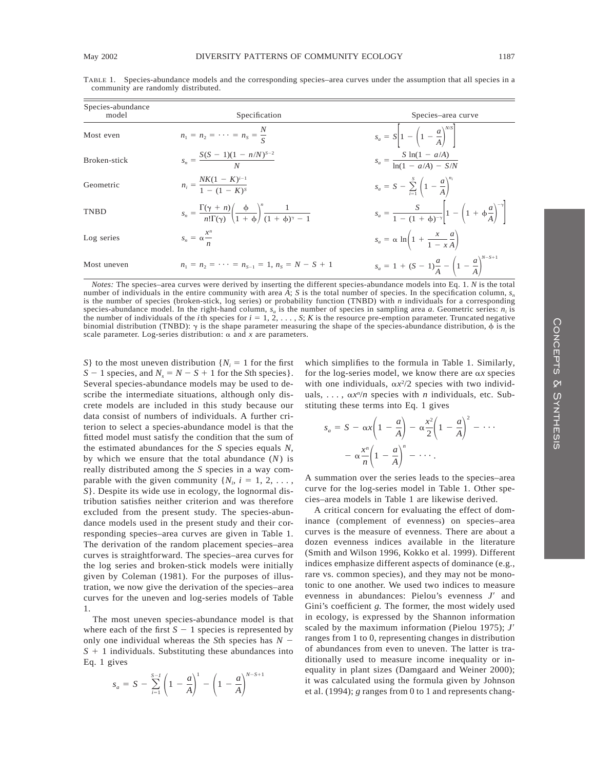TABLE 1. Species-abundance models and the corresponding species–area curves under the assumption that all species in a community are randomly distributed.

| Species-abundance model | Specification | Species–area curve |
|---|---|---|
| Most even | $n_1 = n_2 = \cdots = n_S = \dfrac{N}{S}$ | $s_a = S\left[1 - \left(1 - \dfrac{a}{A}\right)^{N/S}\right]$ |
| Broken-stick | $s_n = \dfrac{S(S-1)(1-n/N)^{S-2}}{N}$ | $s_a = \dfrac{S\ln(1 - a/A)}{\ln(1 - a/A) - S/N}$ |
| Geometric | $n_i = \dfrac{NK(1-K)^{i-1}}{1-(1-K)^S}$ | $s_a = S - \sum_{i=1}^{S}\left(1 - \dfrac{a}{A}\right)^{n_i}$ |
| TNBD | $s_n = \dfrac{\Gamma(\gamma + n)}{n!\Gamma(\gamma)}\left(\dfrac{\phi}{1+\phi}\right)^n \dfrac{1}{(1+\phi)^\gamma - 1}$ | $s_a = \dfrac{S}{1-(1+\phi)^{-\gamma}}\left[1 - \left(1 + \phi\dfrac{a}{A}\right)^{-\gamma}\right]$ |
| Log series | $s_n = \alpha\dfrac{x^n}{n}$ | $s_a = \alpha\ln\left(1 + \dfrac{x}{1-x}\dfrac{a}{A}\right)$ |
| Most uneven | $n_1 = n_2 = \cdots = n_{S-1} = 1,\ n_S = N - S + 1$ | $s_a = 1 + (S-1)\dfrac{a}{A} - \left(1 - \dfrac{a}{A}\right)^{N-S+1}$ |

*Notes:* The species–area curves were derived by inserting the different species-abundance models into Eq. 1. $N$ is the total number of individuals in the entire community with area $A$; $S$ is the total number of species. In the specification column, $s_n$ is the number of species (broken-stick, log series) or probability function (TNBD) with $n$ individuals for a corresponding species-abundance model. In the right-hand column, $s_a$ is the number of species in sampling area $a$. Geometric series: $n_i$ is the number of individuals of the $i$th species for $i = 1, 2, \ldots, S$; $K$ is the resource pre-emption parameter. Truncated negative binomial distribution (TNBD): $\gamma$ is the shape parameter measuring the shape of the species-abundance distribution, $\phi$ is the scale parameter. Log-series distribution: $\alpha$ and $x$ are parameters.

$S\}$ to the most uneven distribution $\{N_i = 1$ for the first $S - 1$ species, and $N_s = N - S + 1$ for the $S$th species$\}$. Several species-abundance models may be used to describe the intermediate situations, although only discrete models are included in this study because our data consist of numbers of individuals. A further criterion to select a species-abundance model is that the fitted model must satisfy the condition that the sum of the estimated abundances for the $S$ species equals $N$, by which we ensure that the total abundance ($N$) is really distributed among the $S$ species in a way comparable with the given community $\{N_i, i = 1, 2, \ldots, S\}$. Despite its wide use in ecology, the lognormal distribution satisfies neither criterion and was therefore excluded from the present study. The species-abundance models used in the present study and their corresponding species–area curves are given in Table 1. The derivation of the random placement species–area curves is straightforward. The species–area curves for the log series and broken-stick models were initially given by Coleman (1981). For the purposes of illustration, we now give the derivation of the species–area curves for the uneven and log-series models of Table 1.

The most uneven species-abundance model is that where each of the first $S - 1$ species is represented by only one individual whereas the $S$th species has $N - S + 1$ individuals. Substituting these abundances into Eq. 1 gives

$$s_a = S - \sum_{i=1}^{S-1}\left(1 - \frac{a}{A}\right)^1 - \left(1 - \frac{a}{A}\right)^{N-S+1}$$

which simplifies to the formula in Table 1. Similarly, for the log-series model, we know there are $\alpha x$ species with one individuals, $\alpha x^2/2$ species with two individuals, ..., $\alpha x^n/n$ species with $n$ individuals, etc. Substituting these terms into Eq. 1 gives

$$s_a = S - \alpha x\left(1 - \frac{a}{A}\right) - \alpha\frac{x^2}{2}\left(1 - \frac{a}{A}\right)^2 - \cdots - \alpha\frac{x^n}{n}\left(1 - \frac{a}{A}\right)^n - \cdots.$$

A summation over the series leads to the species–area curve for the log-series model in Table 1. Other species–area models in Table 1 are likewise derived.

A critical concern for evaluating the effect of dominance (complement of evenness) on species–area curves is the measure of evenness. There are about a dozen evenness indices available in the literature (Smith and Wilson 1996, Kokko et al. 1999). Different indices emphasize different aspects of dominance (e.g., rare vs. common species), and they may not be monotonic to one another. We used two indices to measure evenness in abundances: Pielou's evenness $J'$ and Gini's coefficient $g$. The former, the most widely used in ecology, is expressed by the Shannon information scaled by the maximum information (Pielou 1975); $J'$ ranges from 1 to 0, representing changes in distribution of abundances from even to uneven. The latter is traditionally used to measure income inequality or inequality in plant sizes (Damgaard and Weiner 2000); it was calculated using the formula given by Johnson et al. (1994); $g$ ranges from 0 to 1 and represents chang-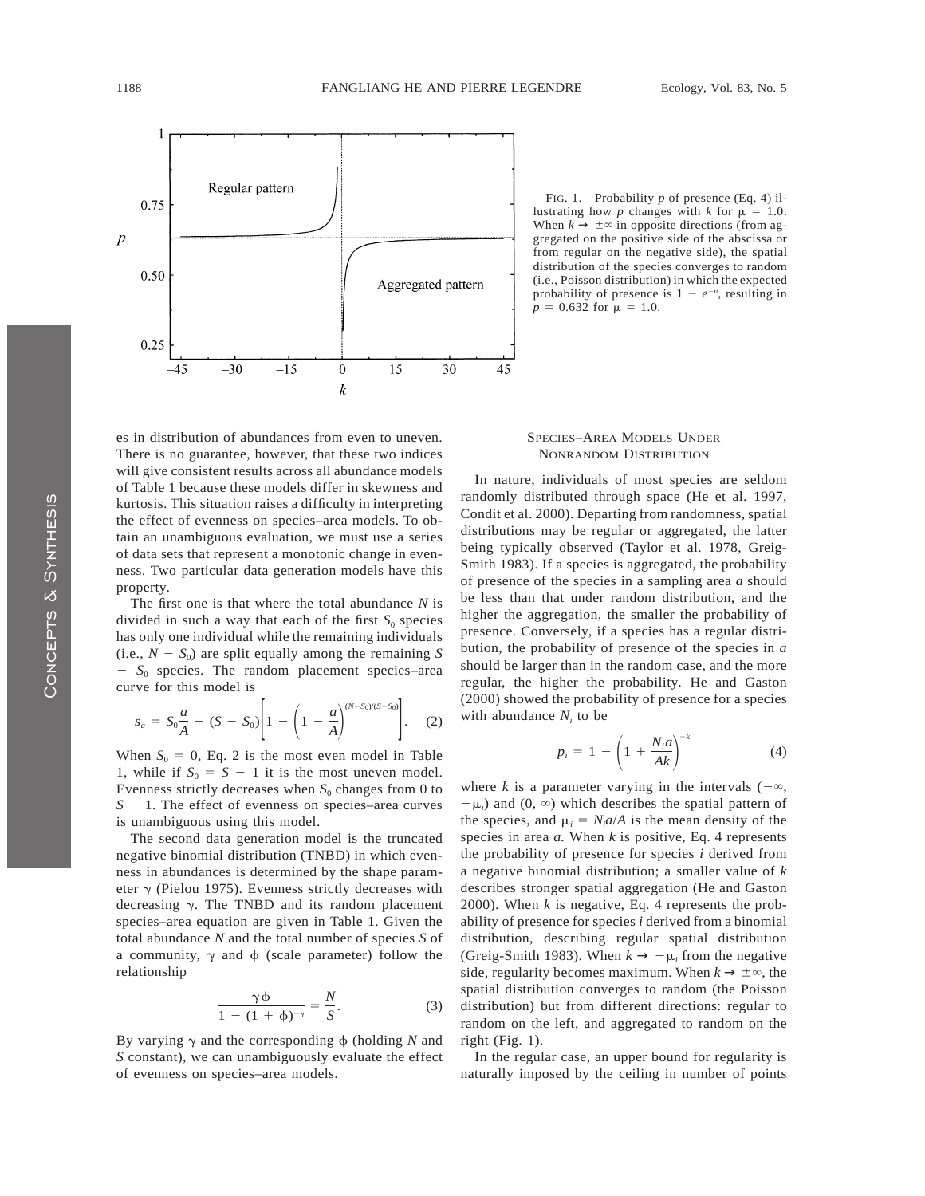FIG. 1. Probability $p$ of presence (Eq. 4) illustrating how $p$ changes with $k$ for $\mu = 1.0$. When $k \to \pm\infty$ in opposite directions (from aggregated on the positive side of the abscissa or from regular on the negative side), the spatial distribution of the species converges to random (i.e., Poisson distribution) in which the expected probability of presence is $1 - e^{-\mu}$, resulting in $p = 0.632$ for $\mu = 1.0$.

es in distribution of abundances from even to uneven. There is no guarantee, however, that these two indices will give consistent results across all abundance models of Table 1 because these models differ in skewness and kurtosis. This situation raises a difficulty in interpreting the effect of evenness on species–area models. To obtain an unambiguous evaluation, we must use a series of data sets that represent a monotonic change in evenness. Two particular data generation models have this property.

The first one is that where the total abundance $N$ is divided in such a way that each of the first $S_0$ species has only one individual while the remaining individuals (i.e., $N - S_0$) are split equally among the remaining $S - S_0$ species. The random placement species–area curve for this model is

$$s_a = S_0\frac{a}{A} + (S - S_0)\left[1 - \left(1 - \frac{a}{A}\right)^{(N-S_0)/(S-S_0)}\right]. \quad (2)$$

When $S_0 = 0$, Eq. 2 is the most even model in Table 1, while if $S_0 = S - 1$ it is the most uneven model. Evenness strictly decreases when $S_0$ changes from 0 to $S - 1$. The effect of evenness on species–area curves is unambiguous using this model.

The second data generation model is the truncated negative binomial distribution (TNBD) in which evenness in abundances is determined by the shape parameter $\gamma$ (Pielou 1975). Evenness strictly decreases with decreasing $\gamma$. The TNBD and its random placement species–area equation are given in Table 1. Given the total abundance $N$ and the total number of species $S$ of a community, $\gamma$ and $\phi$ (scale parameter) follow the relationship

$$\frac{\gamma\phi}{1 - (1 + \phi)^{-\gamma}} = \frac{N}{S}. \quad (3)$$

By varying $\gamma$ and the corresponding $\phi$ (holding $N$ and $S$ constant), we can unambiguously evaluate the effect of evenness on species–area models.

## Species–Area Models Under Nonrandom Distribution

In nature, individuals of most species are seldom randomly distributed through space (He et al. 1997, Condit et al. 2000). Departing from randomness, spatial distributions may be regular or aggregated, the latter being typically observed (Taylor et al. 1978, Greig-Smith 1983). If a species is aggregated, the probability of presence of the species in a sampling area $a$ should be less than that under random distribution, and the higher the aggregation, the smaller the probability of presence. Conversely, if a species has a regular distribution, the probability of presence of the species in $a$ should be larger than in the random case, and the more regular, the higher the probability. He and Gaston (2000) showed the probability of presence for a species with abundance $N_i$ to be

$$p_i = 1 - \left(1 + \frac{N_i a}{Ak}\right)^{-k} \quad (4)$$

where $k$ is a parameter varying in the intervals $(-\infty, -\mu_i)$ and $(0, \infty)$ which describes the spatial pattern of the species, and $\mu_i = N_i a/A$ is the mean density of the species in area $a$. When $k$ is positive, Eq. 4 represents the probability of presence for species $i$ derived from a negative binomial distribution; a smaller value of $k$ describes stronger spatial aggregation (He and Gaston 2000). When $k$ is negative, Eq. 4 represents the probability of presence for species $i$ derived from a binomial distribution, describing regular spatial distribution (Greig-Smith 1983). When $k \to -\mu_i$ from the negative side, regularity becomes maximum. When $k \to \pm\infty$, the spatial distribution converges to random (the Poisson distribution) but from different directions: regular to random on the left, and aggregated to random on the right (Fig. 1).

In the regular case, an upper bound for regularity is naturally imposed by the ceiling in number of points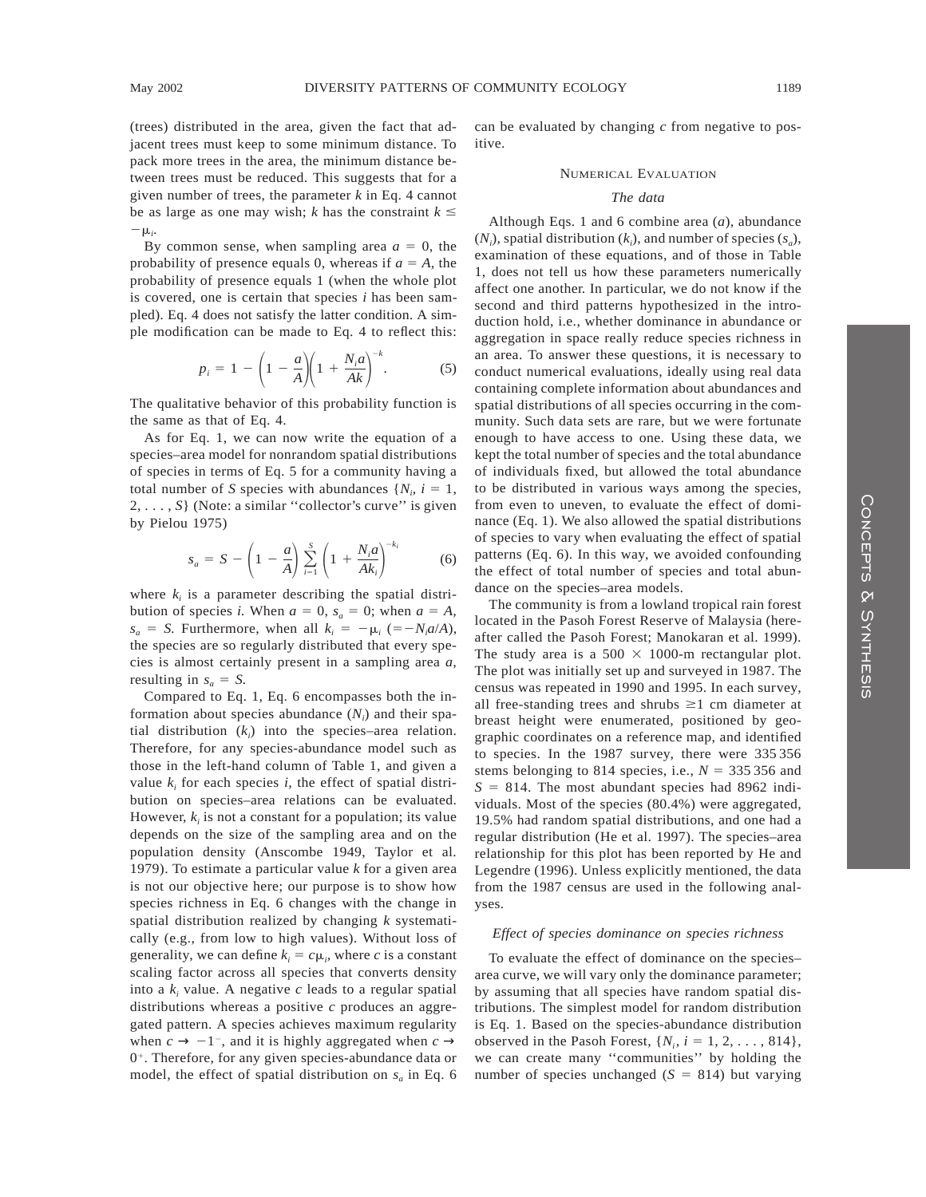(trees) distributed in the area, given the fact that adjacent trees must keep to some minimum distance. To pack more trees in the area, the minimum distance between trees must be reduced. This suggests that for a given number of trees, the parameter $k$ in Eq. 4 cannot be as large as one may wish; $k$ has the constraint $k \leq -\mu_i$.

By common sense, when sampling area $a = 0$, the probability of presence equals 0, whereas if $a = A$, the probability of presence equals 1 (when the whole plot is covered, one is certain that species $i$ has been sampled). Eq. 4 does not satisfy the latter condition. A simple modification can be made to Eq. 4 to reflect this:

$$p_i = 1 - \left(1 - \frac{a}{A}\right)\left(1 + \frac{N_i a}{Ak}\right)^{-k}. \qquad (5)$$

The qualitative behavior of this probability function is the same as that of Eq. 4.

As for Eq. 1, we can now write the equation of a species–area model for nonrandom spatial distributions of species in terms of Eq. 5 for a community having a total number of $S$ species with abundances $\{N_i, i = 1, 2, \ldots, S\}$ (Note: a similar "collector's curve" is given by Pielou 1975)

$$s_a = S - \left(1 - \frac{a}{A}\right)\sum_{i=1}^{S}\left(1 + \frac{N_i a}{Ak_i}\right)^{-k_i} \qquad (6)$$

where $k_i$ is a parameter describing the spatial distribution of species $i$. When $a = 0$, $s_a = 0$; when $a = A$, $s_a = S$. Furthermore, when all $k_i = -\mu_i$ $(= -N_i a/A)$, the species are so regularly distributed that every species is almost certainly present in a sampling area $a$, resulting in $s_a = S$.

Compared to Eq. 1, Eq. 6 encompasses both the information about species abundance ($N_i$) and their spatial distribution ($k_i$) into the species–area relation. Therefore, for any species-abundance model such as those in the left-hand column of Table 1, and given a value $k_i$ for each species $i$, the effect of spatial distribution on species–area relations can be evaluated. However, $k_i$ is not a constant for a population; its value depends on the size of the sampling area and on the population density (Anscombe 1949, Taylor et al. 1979). To estimate a particular value $k$ for a given area is not our objective here; our purpose is to show how species richness in Eq. 6 changes with the change in spatial distribution realized by changing $k$ systematically (e.g., from low to high values). Without loss of generality, we can define $k_i = c\mu_i$, where $c$ is a constant scaling factor across all species that converts density into a $k_i$ value. A negative $c$ leads to a regular spatial distributions whereas a positive $c$ produces an aggregated pattern. A species achieves maximum regularity when $c \to -1^-$, and it is highly aggregated when $c \to 0^+$. Therefore, for any given species-abundance data or model, the effect of spatial distribution on $s_a$ in Eq. 6 can be evaluated by changing $c$ from negative to positive.

## Numerical Evaluation

### The data

Although Eqs. 1 and 6 combine area ($a$), abundance ($N_i$), spatial distribution ($k_i$), and number of species ($s_a$), examination of these equations, and of those in Table 1, does not tell us how these parameters numerically affect one another. In particular, we do not know if the second and third patterns hypothesized in the introduction hold, i.e., whether dominance in abundance or aggregation in space really reduce species richness in an area. To answer these questions, it is necessary to conduct numerical evaluations, ideally using real data containing complete information about abundances and spatial distributions of all species occurring in the community. Such data sets are rare, but we were fortunate enough to have access to one. Using these data, we kept the total number of species and the total abundance of individuals fixed, but allowed the total abundance to be distributed in various ways among the species, from even to uneven, to evaluate the effect of dominance (Eq. 1). We also allowed the spatial distributions of species to vary when evaluating the effect of spatial patterns (Eq. 6). In this way, we avoided confounding the effect of total number of species and total abundance on the species–area models.

The community is from a lowland tropical rain forest located in the Pasoh Forest Reserve of Malaysia (hereafter called the Pasoh Forest; Manokaran et al. 1999). The study area is a $500 \times 1000$-m rectangular plot. The plot was initially set up and surveyed in 1987. The census was repeated in 1990 and 1995. In each survey, all free-standing trees and shrubs $\geq$1 cm diameter at breast height were enumerated, positioned by geographic coordinates on a reference map, and identified to species. In the 1987 survey, there were 335 356 stems belonging to 814 species, i.e., $N = 335\,356$ and $S = 814$. The most abundant species had 8962 individuals. Most of the species (80.4%) were aggregated, 19.5% had random spatial distributions, and one had a regular distribution (He et al. 1997). The species–area relationship for this plot has been reported by He and Legendre (1996). Unless explicitly mentioned, the data from the 1987 census are used in the following analyses.

### *Effect of species dominance on species richness*

To evaluate the effect of dominance on the species–area curve, we will vary only the dominance parameter; by assuming that all species have random spatial distributions. The simplest model for random distribution is Eq. 1. Based on the species-abundance distribution observed in the Pasoh Forest, $\{N_i, i = 1, 2, \ldots, 814\}$, we can create many "communities" by holding the number of species unchanged ($S = 814$) but varying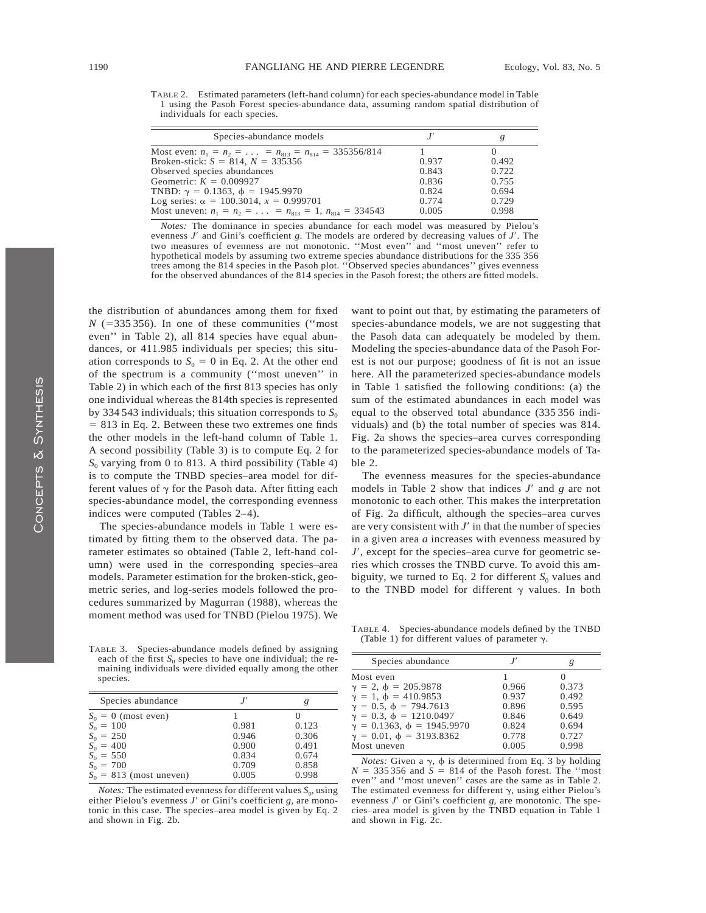TABLE 2. Estimated parameters (left-hand column) for each species-abundance model in Table 1 using the Pasoh Forest species-abundance data, assuming random spatial distribution of individuals for each species.

| Species-abundance models | $J'$ | $g$ |
|---|---|---|
| Most even: $n_1 = n_2 = \ldots = n_{813} = n_{814} = 335356/814$ | 1 | 0 |
| Broken-stick: $S = 814$, $N = 335356$ | 0.937 | 0.492 |
| Observed species abundances | 0.843 | 0.722 |
| Geometric: $K = 0.009927$ | 0.836 | 0.755 |
| TNBD: $\gamma = 0.1363$, $\phi = 1945.9970$ | 0.824 | 0.694 |
| Log series: $\alpha = 100.3014$, $x = 0.999701$ | 0.774 | 0.729 |
| Most uneven: $n_1 = n_2 = \ldots = n_{813} = 1$, $n_{814} = 334543$ | 0.005 | 0.998 |

*Notes:* The dominance in species abundance for each model was measured by Pielou's evenness $J'$ and Gini's coefficient $g$. The models are ordered by decreasing values of $J'$. The two measures of evenness are not monotonic. ''Most even'' and ''most uneven'' refer to hypothetical models by assuming two extreme species abundance distributions for the 335 356 trees among the 814 species in the Pasoh plot. ''Observed species abundances'' gives evenness for the observed abundances of the 814 species in the Pasoh forest; the others are fitted models.

the distribution of abundances among them for fixed $N$ (=335 356). In one of these communities (''most even'' in Table 2), all 814 species have equal abundances, or 411.985 individuals per species; this situation corresponds to $S_0 = 0$ in Eq. 2. At the other end of the spectrum is a community (''most uneven'' in Table 2) in which each of the first 813 species has only one individual whereas the 814th species is represented by 334 543 individuals; this situation corresponds to $S_0 = 813$ in Eq. 2. Between these two extremes one finds the other models in the left-hand column of Table 1. A second possibility (Table 3) is to compute Eq. 2 for $S_0$ varying from 0 to 813. A third possibility (Table 4) is to compute the TNBD species–area model for different values of $\gamma$ for the Pasoh data. After fitting each species-abundance model, the corresponding evenness indices were computed (Tables 2–4).

The species-abundance models in Table 1 were estimated by fitting them to the observed data. The parameter estimates so obtained (Table 2, left-hand column) were used in the corresponding species–area models. Parameter estimation for the broken-stick, geometric series, and log-series models followed the procedures summarized by Magurran (1988), whereas the moment method was used for TNBD (Pielou 1975). We want to point out that, by estimating the parameters of species-abundance models, we are not suggesting that the Pasoh data can adequately be modeled by them. Modeling the species-abundance data of the Pasoh Forest is not our purpose; goodness of fit is not an issue here. All the parameterized species-abundance models in Table 1 satisfied the following conditions: (a) the sum of the estimated abundances in each model was equal to the observed total abundance (335 356 individuals) and (b) the total number of species was 814. Fig. 2a shows the species–area curves corresponding to the parameterized species-abundance models of Table 2.

The evenness measures for the species-abundance models in Table 2 show that indices $J'$ and $g$ are not monotonic to each other. This makes the interpretation of Fig. 2a difficult, although the species–area curves are very consistent with $J'$ in that the number of species in a given area $a$ increases with evenness measured by $J'$, except for the species–area curve for geometric series which crosses the TNBD curve. To avoid this ambiguity, we turned to Eq. 2 for different $S_0$ values and to the TNBD model for different $\gamma$ values. In both

TABLE 3. Species-abundance models defined by assigning each of the first $S_0$ species to have one individual; the remaining individuals were divided equally among the other species.

| Species abundance | $J'$ | $g$ |
|---|---|---|
| $S_0 = 0$ (most even) | 1 | 0 |
| $S_0 = 100$ | 0.981 | 0.123 |
| $S_0 = 250$ | 0.946 | 0.306 |
| $S_0 = 400$ | 0.900 | 0.491 |
| $S_0 = 550$ | 0.834 | 0.674 |
| $S_0 = 700$ | 0.709 | 0.858 |
| $S_0 = 813$ (most uneven) | 0.005 | 0.998 |

*Notes:* The estimated evenness for different values $S_0$, using either Pielou's evenness $J'$ or Gini's coefficient $g$, are monotonic in this case. The species–area model is given by Eq. 2 and shown in Fig. 2b.

TABLE 4. Species-abundance models defined by the TNBD (Table 1) for different values of parameter $\gamma$.

| Species abundance | $J'$ | $g$ |
|---|---|---|
| Most even | 1 | 0 |
| $\gamma = 2$, $\phi = 205.9878$ | 0.966 | 0.373 |
| $\gamma = 1$, $\phi = 410.9853$ | 0.937 | 0.492 |
| $\gamma = 0.5$, $\phi = 794.7613$ | 0.896 | 0.595 |
| $\gamma = 0.3$, $\phi = 1210.0497$ | 0.846 | 0.649 |
| $\gamma = 0.1363$, $\phi = 1945.9970$ | 0.824 | 0.694 |
| $\gamma = 0.01$, $\phi = 3193.8362$ | 0.778 | 0.727 |
| Most uneven | 0.005 | 0.998 |

*Notes:* Given a $\gamma$, $\phi$ is determined from Eq. 3 by holding $N = 335\,356$ and $S = 814$ of the Pasoh forest. The ''most even'' and ''most uneven'' cases are the same as in Table 2. The estimated evenness for different $\gamma$, using either Pielou's evenness $J'$ or Gini's coefficient $g$, are monotonic. The species–area model is given by the TNBD equation in Table 1 and shown in Fig. 2c.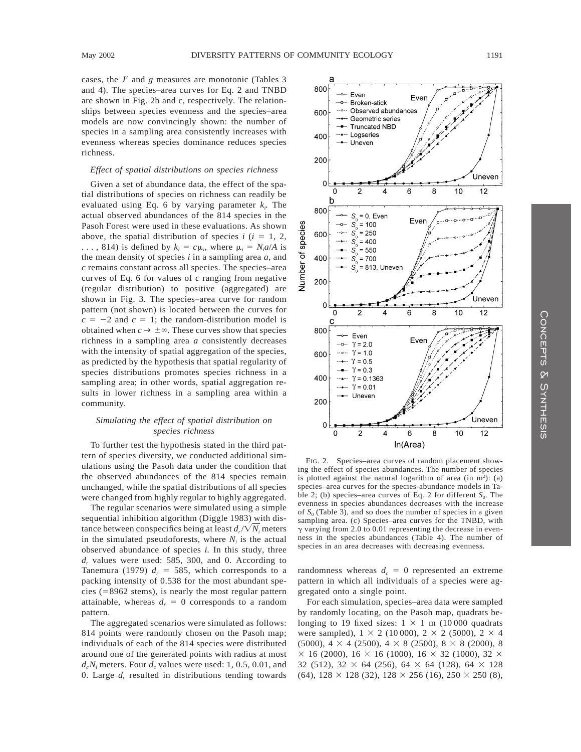cases, the $J'$ and $g$ measures are monotonic (Tables 3 and 4). The species–area curves for Eq. 2 and TNBD are shown in Fig. 2b and c, respectively. The relationships between species evenness and the species–area models are now convincingly shown: the number of species in a sampling area consistently increases with evenness whereas species dominance reduces species richness.

### *Effect of spatial distributions on species richness*

Given a set of abundance data, the effect of the spatial distributions of species on richness can readily be evaluated using Eq. 6 by varying parameter $k_i$. The actual observed abundances of the 814 species in the Pasoh Forest were used in these evaluations. As shown above, the spatial distribution of species $i$ ($i$ = 1, 2, . . . , 814) is defined by $k_i = c\mu_i$, where $\mu_i = N_i a/A$ is the mean density of species $i$ in a sampling area $a$, and $c$ remains constant across all species. The species–area curves of Eq. 6 for values of $c$ ranging from negative (regular distribution) to positive (aggregated) are shown in Fig. 3. The species–area curve for random pattern (not shown) is located between the curves for $c = -2$ and $c = 1$; the random-distribution model is obtained when $c \rightarrow \pm\infty$. These curves show that species richness in a sampling area $a$ consistently decreases with the intensity of spatial aggregation of the species, as predicted by the hypothesis that spatial regularity of species distributions promotes species richness in a sampling area; in other words, spatial aggregation results in lower richness in a sampling area within a community.

### *Simulating the effect of spatial distribution on species richness*

To further test the hypothesis stated in the third pattern of species diversity, we conducted additional simulations using the Pasoh data under the condition that the observed abundances of the 814 species remain unchanged, while the spatial distributions of all species were changed from highly regular to highly aggregated.

The regular scenarios were simulated using a simple sequential inhibition algorithm (Diggle 1983) with distance between conspecifics being at least $d_r/\sqrt{N_i}$ meters in the simulated pseudoforests, where $N_i$ is the actual observed abundance of species $i$. In this study, three $d_r$ values were used: 585, 300, and 0. According to Tanemura (1979) $d_r = 585$, which corresponds to a packing intensity of 0.538 for the most abundant species (=8962 stems), is nearly the most regular pattern attainable, whereas $d_r = 0$ corresponds to a random pattern.

The aggregated scenarios were simulated as follows: 814 points were randomly chosen on the Pasoh map; individuals of each of the 814 species were distributed around one of the generated points with radius at most $d_c N_i$ meters. Four $d_c$ values were used: 1, 0.5, 0.01, and 0. Large $d_c$ resulted in distributions tending towards randomness whereas $d_c = 0$ represented an extreme pattern in which all individuals of a species were aggregated onto a single point.

For each simulation, species–area data were sampled by randomly locating, on the Pasoh map, quadrats belonging to 19 fixed sizes: 1 × 1 m (10 000 quadrats were sampled), 1 × 2 (10 000), 2 × 2 (5000), 2 × 4 (5000), 4 × 4 (2500), 4 × 8 (2500), 8 × 8 (2000), 8 × 16 (2000), 16 × 16 (1000), 16 × 32 (1000), 32 × 32 (512), 32 × 64 (256), 64 × 64 (128), 64 × 128 (64), 128 × 128 (32), 128 × 256 (16), 250 × 250 (8),

FIG. 2. Species–area curves of random placement showing the effect of species abundances. The number of species is plotted against the natural logarithm of area (in m$^2$): (a) species–area curves for the species-abundance models in Table 2; (b) species–area curves of Eq. 2 for different $S_0$. The evenness in species abundances decreases with the increase of $S_0$ (Table 3), and so does the number of species in a given sampling area. (c) Species–area curves for the TNBD, with $\gamma$ varying from 2.0 to 0.01 representing the decrease in evenness in the species abundances (Table 4). The number of species in an area decreases with decreasing evenness.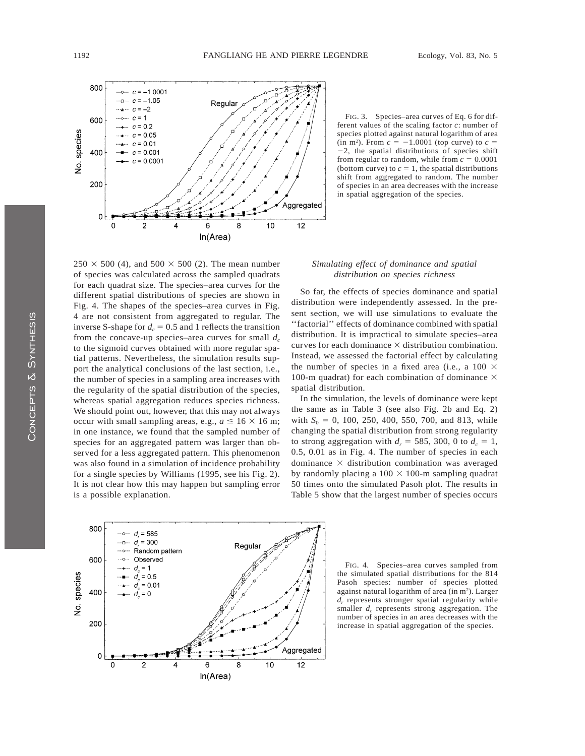FIG. 3. Species–area curves of Eq. 6 for different values of the scaling factor $c$: number of species plotted against natural logarithm of area (in m²). From $c = -1.0001$ (top curve) to $c = -2$, the spatial distributions of species shift from regular to random, while from $c = 0.0001$ (bottom curve) to $c = 1$, the spatial distributions shift from aggregated to random. The number of species in an area decreases with the increase in spatial aggregation of the species.

$250 \times 500$ (4), and $500 \times 500$ (2). The mean number of species was calculated across the sampled quadrats for each quadrat size. The species–area curves for the different spatial distributions of species are shown in Fig. 4. The shapes of the species–area curves in Fig. 4 are not consistent from aggregated to regular. The inverse S-shape for $d_c = 0.5$ and 1 reflects the transition from the concave-up species–area curves for small $d_c$ to the sigmoid curves obtained with more regular spatial patterns. Nevertheless, the simulation results support the analytical conclusions of the last section, i.e., the number of species in a sampling area increases with the regularity of the spatial distribution of the species, whereas spatial aggregation reduces species richness. We should point out, however, that this may not always occur with small sampling areas, e.g., $a \leq 16 \times 16$ m; in one instance, we found that the sampled number of species for an aggregated pattern was larger than observed for a less aggregated pattern. This phenomenon was also found in a simulation of incidence probability for a single species by Williams (1995, see his Fig. 2). It is not clear how this may happen but sampling error is a possible explanation.

### *Simulating effect of dominance and spatial distribution on species richness*

So far, the effects of species dominance and spatial distribution were independently assessed. In the present section, we will use simulations to evaluate the ''factorial'' effects of dominance combined with spatial distribution. It is impractical to simulate species–area curves for each dominance × distribution combination. Instead, we assessed the factorial effect by calculating the number of species in a fixed area (i.e., a $100 \times 100$-m quadrat) for each combination of dominance × spatial distribution.

In the simulation, the levels of dominance were kept the same as in Table 3 (see also Fig. 2b and Eq. 2) with $S_0 = 0$, 100, 250, 400, 550, 700, and 813, while changing the spatial distribution from strong regularity to strong aggregation with $d_r = 585$, 300, 0 to $d_c = 1$, 0.5, 0.01 as in Fig. 4. The number of species in each dominance × distribution combination was averaged by randomly placing a $100 \times 100$-m sampling quadrat 50 times onto the simulated Pasoh plot. The results in Table 5 show that the largest number of species occurs

FIG. 4. Species–area curves sampled from the simulated spatial distributions for the 814 Pasoh species: number of species plotted against natural logarithm of area (in m²). Larger $d_r$ represents stronger spatial regularity while smaller $d_c$ represents strong aggregation. The number of species in an area decreases with the increase in spatial aggregation of the species.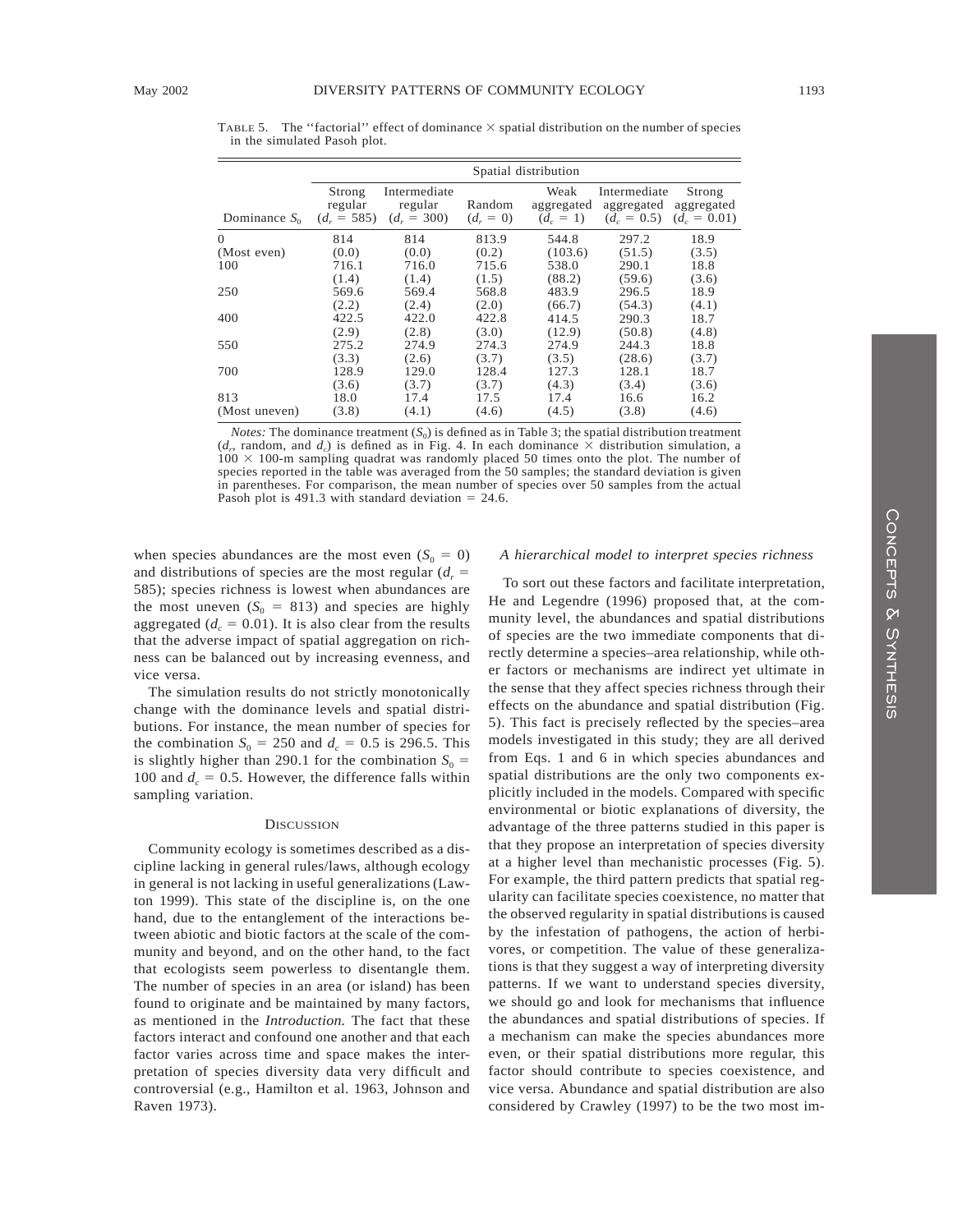TABLE 5. The "factorial" effect of dominance × spatial distribution on the number of species in the simulated Pasoh plot.

| Dominance $S_0$ | Spatial distribution | | | | | |
|---|---|---|---|---|---|---|
| | Strong regular ($d_r$ = 585) | Intermediate regular ($d_r$ = 300) | Random ($d_r$ = 0) | Weak aggregated ($d_c$ = 1) | Intermediate aggregated ($d_c$ = 0.5) | Strong aggregated ($d_c$ = 0.01) |
| 0 | 814 | 814 | 813.9 | 544.8 | 297.2 | 18.9 |
| (Most even) | (0.0) | (0.0) | (0.2) | (103.6) | (51.5) | (3.5) |
| 100 | 716.1 | 716.0 | 715.6 | 538.0 | 290.1 | 18.8 |
| | (1.4) | (1.4) | (1.5) | (88.2) | (59.6) | (3.6) |
| 250 | 569.6 | 569.4 | 568.8 | 483.9 | 296.5 | 18.9 |
| | (2.2) | (2.4) | (2.0) | (66.7) | (54.3) | (4.1) |
| 400 | 422.5 | 422.0 | 422.8 | 414.5 | 290.3 | 18.7 |
| | (2.9) | (2.8) | (3.0) | (12.9) | (50.8) | (4.8) |
| 550 | 275.2 | 274.9 | 274.3 | 274.9 | 244.3 | 18.8 |
| | (3.3) | (2.6) | (3.7) | (3.5) | (28.6) | (3.7) |
| 700 | 128.9 | 129.0 | 128.4 | 127.3 | 128.1 | 18.7 |
| | (3.6) | (3.7) | (3.7) | (4.3) | (3.4) | (3.6) |
| 813 | 18.0 | 17.4 | 17.5 | 17.4 | 16.6 | 16.2 |
| (Most uneven) | (3.8) | (4.1) | (4.6) | (4.5) | (3.8) | (4.6) |

*Notes:* The dominance treatment ($S_0$) is defined as in Table 3; the spatial distribution treatment ($d_r$, random, and $d_c$) is defined as in Fig. 4. In each dominance × distribution simulation, a 100 × 100-m sampling quadrat was randomly placed 50 times onto the plot. The number of species reported in the table was averaged from the 50 samples; the standard deviation is given in parentheses. For comparison, the mean number of species over 50 samples from the actual Pasoh plot is 491.3 with standard deviation = 24.6.

when species abundances are the most even ($S_0$ = 0) and distributions of species are the most regular ($d_r$ = 585); species richness is lowest when abundances are the most uneven ($S_0$ = 813) and species are highly aggregated ($d_c$ = 0.01). It is also clear from the results that the adverse impact of spatial aggregation on richness can be balanced out by increasing evenness, and vice versa.

The simulation results do not strictly monotonically change with the dominance levels and spatial distributions. For instance, the mean number of species for the combination $S_0$ = 250 and $d_c$ = 0.5 is 296.5. This is slightly higher than 290.1 for the combination $S_0$ = 100 and $d_c$ = 0.5. However, the difference falls within sampling variation.

## DISCUSSION

Community ecology is sometimes described as a discipline lacking in general rules/laws, although ecology in general is not lacking in useful generalizations (Lawton 1999). This state of the discipline is, on the one hand, due to the entanglement of the interactions between abiotic and biotic factors at the scale of the community and beyond, and on the other hand, to the fact that ecologists seem powerless to disentangle them. The number of species in an area (or island) has been found to originate and be maintained by many factors, as mentioned in the *Introduction.* The fact that these factors interact and confound one another and that each factor varies across time and space makes the interpretation of species diversity data very difficult and controversial (e.g., Hamilton et al. 1963, Johnson and Raven 1973).

### *A hierarchical model to interpret species richness*

To sort out these factors and facilitate interpretation, He and Legendre (1996) proposed that, at the community level, the abundances and spatial distributions of species are the two immediate components that directly determine a species–area relationship, while other factors or mechanisms are indirect yet ultimate in the sense that they affect species richness through their effects on the abundance and spatial distribution (Fig. 5). This fact is precisely reflected by the species–area models investigated in this study; they are all derived from Eqs. 1 and 6 in which species abundances and spatial distributions are the only two components explicitly included in the models. Compared with specific environmental or biotic explanations of diversity, the advantage of the three patterns studied in this paper is that they propose an interpretation of species diversity at a higher level than mechanistic processes (Fig. 5). For example, the third pattern predicts that spatial regularity can facilitate species coexistence, no matter that the observed regularity in spatial distributions is caused by the infestation of pathogens, the action of herbivores, or competition. The value of these generalizations is that they suggest a way of interpreting diversity patterns. If we want to understand species diversity, we should go and look for mechanisms that influence the abundances and spatial distributions of species. If a mechanism can make the species abundances more even, or their spatial distributions more regular, this factor should contribute to species coexistence, and vice versa. Abundance and spatial distribution are also considered by Crawley (1997) to be the two most im-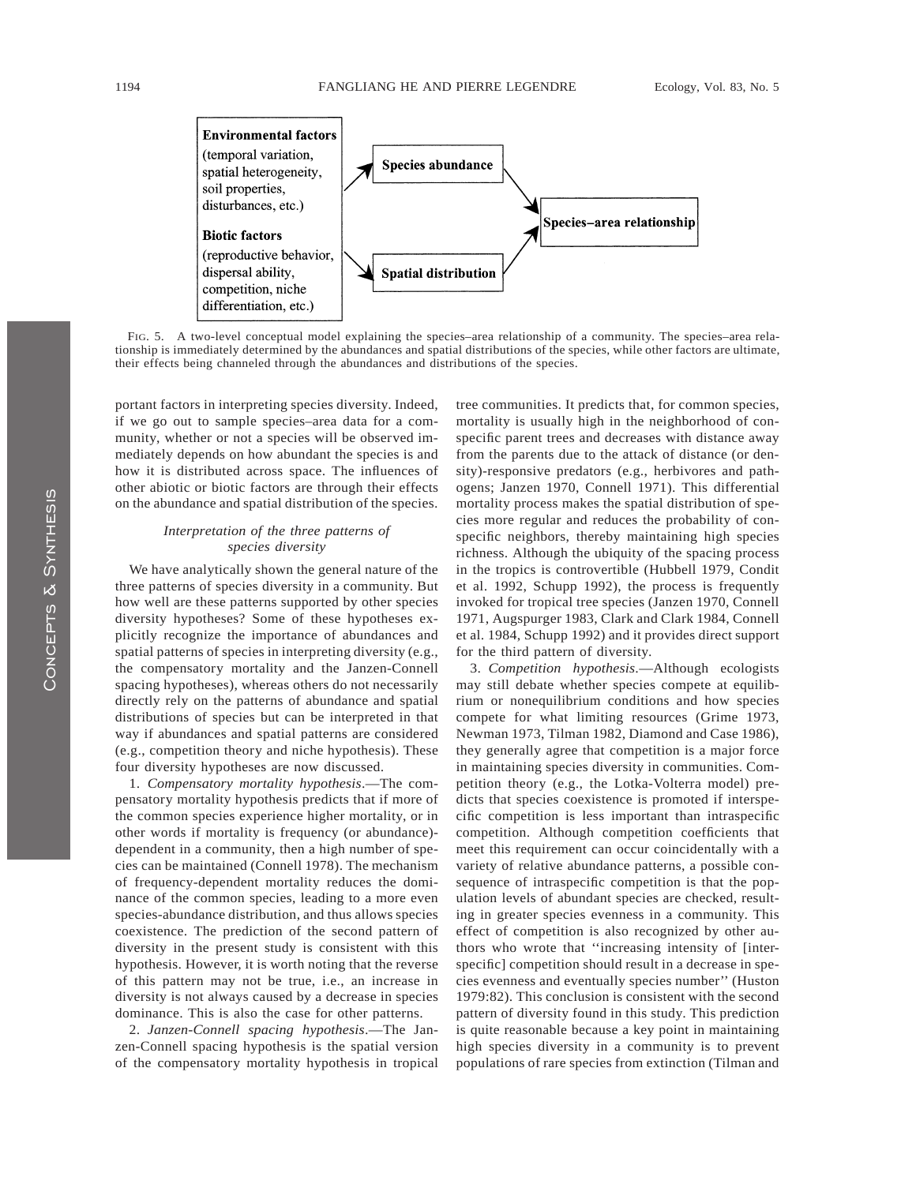Environmental factors
(temporal variation, spatial heterogeneity, soil properties, disturbances, etc.)

Biotic factors
(reproductive behavior, dispersal ability, competition, niche differentiation, etc.)

Species abundance

Spatial distribution

Species–area relationship

FIG. 5. A two-level conceptual model explaining the species–area relationship of a community. The species–area relationship is immediately determined by the abundances and spatial distributions of the species, while other factors are ultimate, their effects being channeled through the abundances and distributions of the species.

portant factors in interpreting species diversity. Indeed, if we go out to sample species–area data for a community, whether or not a species will be observed immediately depends on how abundant the species is and how it is distributed across space. The influences of other abiotic or biotic factors are through their effects on the abundance and spatial distribution of the species.

### *Interpretation of the three patterns of species diversity*

We have analytically shown the general nature of the three patterns of species diversity in a community. But how well are these patterns supported by other species diversity hypotheses? Some of these hypotheses explicitly recognize the importance of abundances and spatial patterns of species in interpreting diversity (e.g., the compensatory mortality and the Janzen-Connell spacing hypotheses), whereas others do not necessarily directly rely on the patterns of abundance and spatial distributions of species but can be interpreted in that way if abundances and spatial patterns are considered (e.g., competition theory and niche hypothesis). These four diversity hypotheses are now discussed.

1. *Compensatory mortality hypothesis*.—The compensatory mortality hypothesis predicts that if more of the common species experience higher mortality, or in other words if mortality is frequency (or abundance)-dependent in a community, then a high number of species can be maintained (Connell 1978). The mechanism of frequency-dependent mortality reduces the dominance of the common species, leading to a more even species-abundance distribution, and thus allows species coexistence. The prediction of the second pattern of diversity in the present study is consistent with this hypothesis. However, it is worth noting that the reverse of this pattern may not be true, i.e., an increase in diversity is not always caused by a decrease in species dominance. This is also the case for other patterns.

2. *Janzen-Connell spacing hypothesis*.—The Janzen-Connell spacing hypothesis is the spatial version of the compensatory mortality hypothesis in tropical tree communities. It predicts that, for common species, mortality is usually high in the neighborhood of conspecific parent trees and decreases with distance away from the parents due to the attack of distance (or density)-responsive predators (e.g., herbivores and pathogens; Janzen 1970, Connell 1971). This differential mortality process makes the spatial distribution of species more regular and reduces the probability of conspecific neighbors, thereby maintaining high species richness. Although the ubiquity of the spacing process in the tropics is controvertible (Hubbell 1979, Condit et al. 1992, Schupp 1992), the process is frequently invoked for tropical tree species (Janzen 1970, Connell 1971, Augspurger 1983, Clark and Clark 1984, Connell et al. 1984, Schupp 1992) and it provides direct support for the third pattern of diversity.

3. *Competition hypothesis*.—Although ecologists may still debate whether species compete at equilibrium or nonequilibrium conditions and how species compete for what limiting resources (Grime 1973, Newman 1973, Tilman 1982, Diamond and Case 1986), they generally agree that competition is a major force in maintaining species diversity in communities. Competition theory (e.g., the Lotka-Volterra model) predicts that species coexistence is promoted if interspecific competition is less important than intraspecific competition. Although competition coefficients that meet this requirement can occur coincidentally with a variety of relative abundance patterns, a possible consequence of intraspecific competition is that the population levels of abundant species are checked, resulting in greater species evenness in a community. This effect of competition is also recognized by other authors who wrote that ''increasing intensity of [interspecific] competition should result in a decrease in species evenness and eventually species number'' (Huston 1979:82). This conclusion is consistent with the second pattern of diversity found in this study. This prediction is quite reasonable because a key point in maintaining high species diversity in a community is to prevent populations of rare species from extinction (Tilman and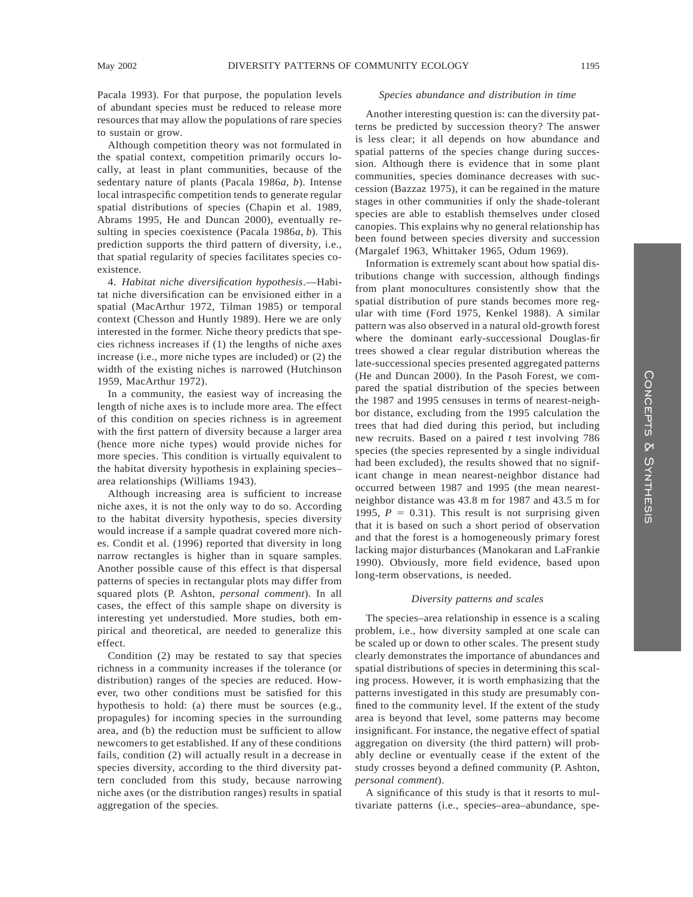Pacala 1993). For that purpose, the population levels of abundant species must be reduced to release more resources that may allow the populations of rare species to sustain or grow.

Although competition theory was not formulated in the spatial context, competition primarily occurs locally, at least in plant communities, because of the sedentary nature of plants (Pacala 1986*a*, *b*). Intense local intraspecific competition tends to generate regular spatial distributions of species (Chapin et al. 1989, Abrams 1995, He and Duncan 2000), eventually resulting in species coexistence (Pacala 1986*a*, *b*). This prediction supports the third pattern of diversity, i.e., that spatial regularity of species facilitates species coexistence.

4. *Habitat niche diversification hypothesis*.—Habitat niche diversification can be envisioned either in a spatial (MacArthur 1972, Tilman 1985) or temporal context (Chesson and Huntly 1989). Here we are only interested in the former. Niche theory predicts that species richness increases if (1) the lengths of niche axes increase (i.e., more niche types are included) or (2) the width of the existing niches is narrowed (Hutchinson 1959, MacArthur 1972).

In a community, the easiest way of increasing the length of niche axes is to include more area. The effect of this condition on species richness is in agreement with the first pattern of diversity because a larger area (hence more niche types) would provide niches for more species. This condition is virtually equivalent to the habitat diversity hypothesis in explaining species–area relationships (Williams 1943).

Although increasing area is sufficient to increase niche axes, it is not the only way to do so. According to the habitat diversity hypothesis, species diversity would increase if a sample quadrat covered more niches. Condit et al. (1996) reported that diversity in long narrow rectangles is higher than in square samples. Another possible cause of this effect is that dispersal patterns of species in rectangular plots may differ from squared plots (P. Ashton, *personal comment*). In all cases, the effect of this sample shape on diversity is interesting yet understudied. More studies, both empirical and theoretical, are needed to generalize this effect.

Condition (2) may be restated to say that species richness in a community increases if the tolerance (or distribution) ranges of the species are reduced. However, two other conditions must be satisfied for this hypothesis to hold: (a) there must be sources (e.g., propagules) for incoming species in the surrounding area, and (b) the reduction must be sufficient to allow newcomers to get established. If any of these conditions fails, condition (2) will actually result in a decrease in species diversity, according to the third diversity pattern concluded from this study, because narrowing niche axes (or the distribution ranges) results in spatial aggregation of the species.

### *Species abundance and distribution in time*

Another interesting question is: can the diversity patterns be predicted by succession theory? The answer is less clear; it all depends on how abundance and spatial patterns of the species change during succession. Although there is evidence that in some plant communities, species dominance decreases with succession (Bazzaz 1975), it can be regained in the mature stages in other communities if only the shade-tolerant species are able to establish themselves under closed canopies. This explains why no general relationship has been found between species diversity and succession (Margalef 1963, Whittaker 1965, Odum 1969).

Information is extremely scant about how spatial distributions change with succession, although findings from plant monocultures consistently show that the spatial distribution of pure stands becomes more regular with time (Ford 1975, Kenkel 1988). A similar pattern was also observed in a natural old-growth forest where the dominant early-successional Douglas-fir trees showed a clear regular distribution whereas the late-successional species presented aggregated patterns (He and Duncan 2000). In the Pasoh Forest, we compared the spatial distribution of the species between the 1987 and 1995 censuses in terms of nearest-neighbor distance, excluding from the 1995 calculation the trees that had died during this period, but including new recruits. Based on a paired $t$ test involving 786 species (the species represented by a single individual had been excluded), the results showed that no significant change in mean nearest-neighbor distance had occurred between 1987 and 1995 (the mean nearest-neighbor distance was 43.8 m for 1987 and 43.5 m for 1995, $P = 0.31$). This result is not surprising given that it is based on such a short period of observation and that the forest is a homogeneously primary forest lacking major disturbances (Manokaran and LaFrankie 1990). Obviously, more field evidence, based upon long-term observations, is needed.

### *Diversity patterns and scales*

The species–area relationship in essence is a scaling problem, i.e., how diversity sampled at one scale can be scaled up or down to other scales. The present study clearly demonstrates the importance of abundances and spatial distributions of species in determining this scaling process. However, it is worth emphasizing that the patterns investigated in this study are presumably confined to the community level. If the extent of the study area is beyond that level, some patterns may become insignificant. For instance, the negative effect of spatial aggregation on diversity (the third pattern) will probably decline or eventually cease if the extent of the study crosses beyond a defined community (P. Ashton, *personal comment*).

A significance of this study is that it resorts to multivariate patterns (i.e., species–area–abundance, spe-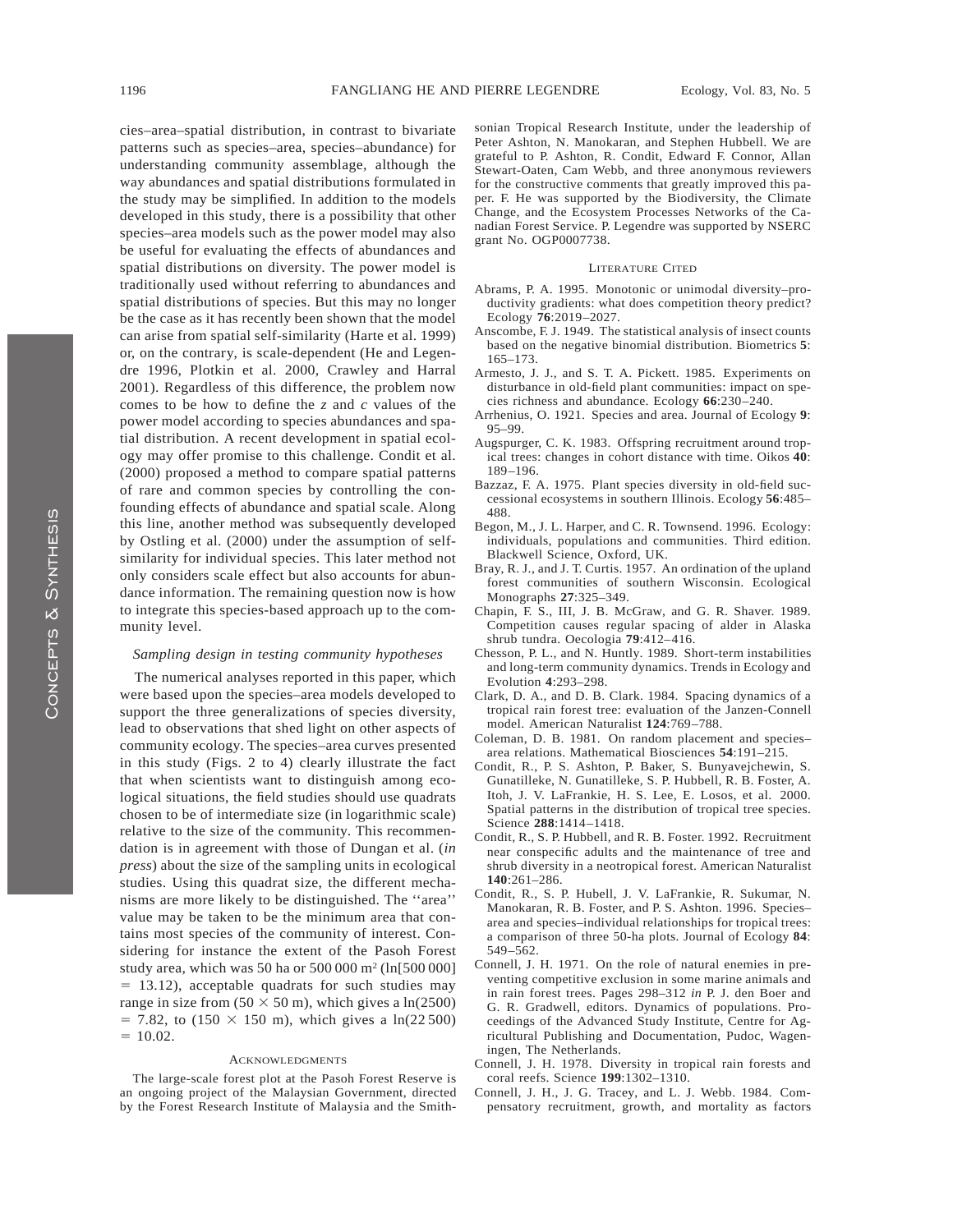cies–area–spatial distribution, in contrast to bivariate patterns such as species–area, species–abundance) for understanding community assemblage, although the way abundances and spatial distributions formulated in the study may be simplified. In addition to the models developed in this study, there is a possibility that other species–area models such as the power model may also be useful for evaluating the effects of abundances and spatial distributions on diversity. The power model is traditionally used without referring to abundances and spatial distributions of species. But this may no longer be the case as it has recently been shown that the model can arise from spatial self-similarity (Harte et al. 1999) or, on the contrary, is scale-dependent (He and Legendre 1996, Plotkin et al. 2000, Crawley and Harral 2001). Regardless of this difference, the problem now comes to be how to define the $z$ and $c$ values of the power model according to species abundances and spatial distribution. A recent development in spatial ecology may offer promise to this challenge. Condit et al. (2000) proposed a method to compare spatial patterns of rare and common species by controlling the confounding effects of abundance and spatial scale. Along this line, another method was subsequently developed by Ostling et al. (2000) under the assumption of self-similarity for individual species. This later method not only considers scale effect but also accounts for abundance information. The remaining question now is how to integrate this species-based approach up to the community level.

### *Sampling design in testing community hypotheses*

The numerical analyses reported in this paper, which were based upon the species–area models developed to support the three generalizations of species diversity, lead to observations that shed light on other aspects of community ecology. The species–area curves presented in this study (Figs. 2 to 4) clearly illustrate the fact that when scientists want to distinguish among ecological situations, the field studies should use quadrats chosen to be of intermediate size (in logarithmic scale) relative to the size of the community. This recommendation is in agreement with those of Dungan et al. (*in press*) about the size of the sampling units in ecological studies. Using this quadrat size, the different mechanisms are more likely to be distinguished. The ''area'' value may be taken to be the minimum area that contains most species of the community of interest. Considering for instance the extent of the Pasoh Forest study area, which was 50 ha or 500 000 m$^2$ ($\ln[500\,000] = 13.12$), acceptable quadrats for such studies may range in size from ($50 \times 50$ m), which gives a $\ln(2500) = 7.82$, to ($150 \times 150$ m), which gives a $\ln(22\,500) = 10.02$.

## Acknowledgments

The large-scale forest plot at the Pasoh Forest Reserve is an ongoing project of the Malaysian Government, directed by the Forest Research Institute of Malaysia and the Smithsonian Tropical Research Institute, under the leadership of Peter Ashton, N. Manokaran, and Stephen Hubbell. We are grateful to P. Ashton, R. Condit, Edward F. Connor, Allan Stewart-Oaten, Cam Webb, and three anonymous reviewers for the constructive comments that greatly improved this paper. F. He was supported by the Biodiversity, the Climate Change, and the Ecosystem Processes Networks of the Canadian Forest Service. P. Legendre was supported by NSERC grant No. OGP0007738.

## Literature Cited

Abrams, P. A. 1995. Monotonic or unimodal diversity–productivity gradients: what does competition theory predict? Ecology **76**:2019–2027.

Anscombe, F. J. 1949. The statistical analysis of insect counts based on the negative binomial distribution. Biometrics **5**: 165–173.

Armesto, J. J., and S. T. A. Pickett. 1985. Experiments on disturbance in old-field plant communities: impact on species richness and abundance. Ecology **66**:230–240.

Arrhenius, O. 1921. Species and area. Journal of Ecology **9**: 95–99.

Augspurger, C. K. 1983. Offspring recruitment around tropical trees: changes in cohort distance with time. Oikos **40**: 189–196.

Bazzaz, F. A. 1975. Plant species diversity in old-field successional ecosystems in southern Illinois. Ecology **56**:485–488.

Begon, M., J. L. Harper, and C. R. Townsend. 1996. Ecology: individuals, populations and communities. Third edition. Blackwell Science, Oxford, UK.

Bray, R. J., and J. T. Curtis. 1957. An ordination of the upland forest communities of southern Wisconsin. Ecological Monographs **27**:325–349.

Chapin, F. S., III, J. B. McGraw, and G. R. Shaver. 1989. Competition causes regular spacing of alder in Alaska shrub tundra. Oecologia **79**:412–416.

Chesson, P. L., and N. Huntly. 1989. Short-term instabilities and long-term community dynamics. Trends in Ecology and Evolution **4**:293–298.

Clark, D. A., and D. B. Clark. 1984. Spacing dynamics of a tropical rain forest tree: evaluation of the Janzen-Connell model. American Naturalist **124**:769–788.

Coleman, D. B. 1981. On random placement and species–area relations. Mathematical Biosciences **54**:191–215.

Condit, R., P. S. Ashton, P. Baker, S. Bunyavejchewin, S. Gunatilleke, N. Gunatilleke, S. P. Hubbell, R. B. Foster, A. Itoh, J. V. LaFrankie, H. S. Lee, E. Losos, et al. 2000. Spatial patterns in the distribution of tropical tree species. Science **288**:1414–1418.

Condit, R., S. P. Hubbell, and R. B. Foster. 1992. Recruitment near conspecific adults and the maintenance of tree and shrub diversity in a neotropical forest. American Naturalist **140**:261–286.

Condit, R., S. P. Hubell, J. V. LaFrankie, R. Sukumar, N. Manokaran, R. B. Foster, and P. S. Ashton. 1996. Species–area and species–individual relationships for tropical trees: a comparison of three 50-ha plots. Journal of Ecology **84**: 549–562.

Connell, J. H. 1971. On the role of natural enemies in preventing competitive exclusion in some marine animals and in rain forest trees. Pages 298–312 *in* P. J. den Boer and G. R. Gradwell, editors. Dynamics of populations. Proceedings of the Advanced Study Institute, Centre for Agricultural Publishing and Documentation, Pudoc, Wageningen, The Netherlands.

Connell, J. H. 1978. Diversity in tropical rain forests and coral reefs. Science **199**:1302–1310.

Connell, J. H., J. G. Tracey, and L. J. Webb. 1984. Compensatory recruitment, growth, and mortality as factors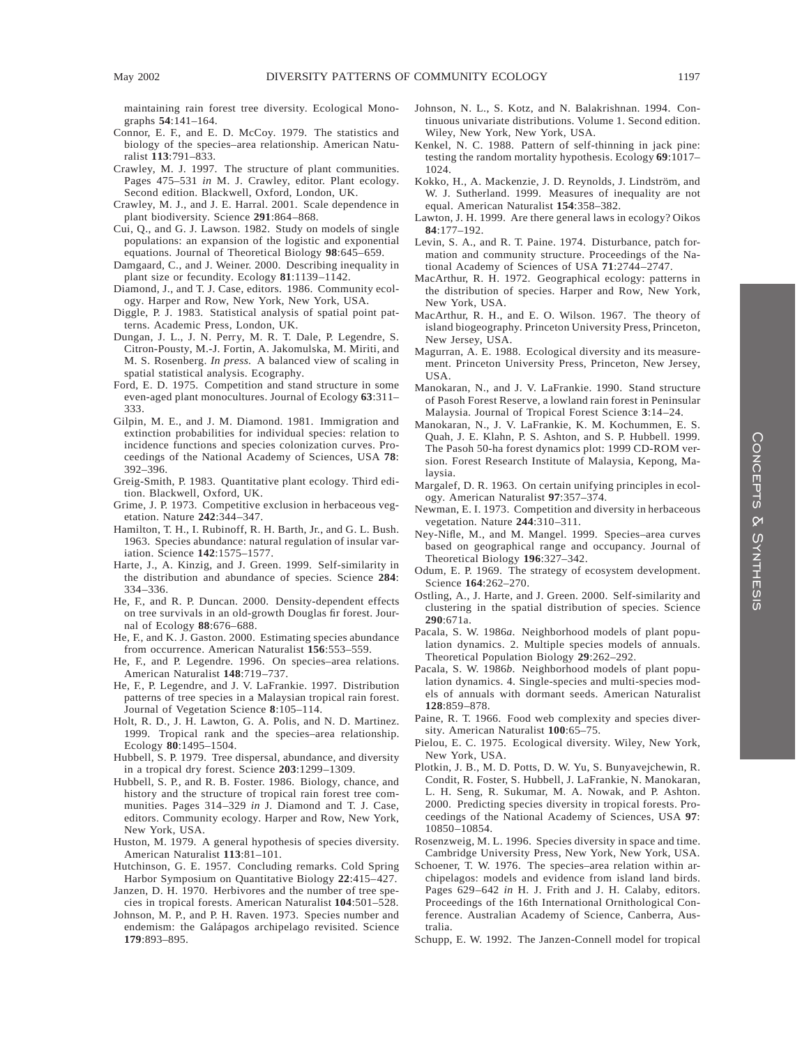maintaining rain forest tree diversity. Ecological Monographs **54**:141–164.

Connor, E. F., and E. D. McCoy. 1979. The statistics and biology of the species–area relationship. American Naturalist **113**:791–833.

Crawley, M. J. 1997. The structure of plant communities. Pages 475–531 *in* M. J. Crawley, editor. Plant ecology. Second edition. Blackwell, Oxford, London, UK.

Crawley, M. J., and J. E. Harral. 2001. Scale dependence in plant biodiversity. Science **291**:864–868.

Cui, Q., and G. J. Lawson. 1982. Study on models of single populations: an expansion of the logistic and exponential equations. Journal of Theoretical Biology **98**:645–659.

Damgaard, C., and J. Weiner. 2000. Describing inequality in plant size or fecundity. Ecology **81**:1139–1142.

Diamond, J., and T. J. Case, editors. 1986. Community ecology. Harper and Row, New York, New York, USA.

Diggle, P. J. 1983. Statistical analysis of spatial point patterns. Academic Press, London, UK.

Dungan, J. L., J. N. Perry, M. R. T. Dale, P. Legendre, S. Citron-Pousty, M.-J. Fortin, A. Jakomulska, M. Miriti, and M. S. Rosenberg. *In press.* A balanced view of scaling in spatial statistical analysis. Ecography.

Ford, E. D. 1975. Competition and stand structure in some even-aged plant monocultures. Journal of Ecology **63**:311–333.

Gilpin, M. E., and J. M. Diamond. 1981. Immigration and extinction probabilities for individual species: relation to incidence functions and species colonization curves. Proceedings of the National Academy of Sciences, USA **78**: 392–396.

Greig-Smith, P. 1983. Quantitative plant ecology. Third edition. Blackwell, Oxford, UK.

Grime, J. P. 1973. Competitive exclusion in herbaceous vegetation. Nature **242**:344–347.

Hamilton, T. H., I. Rubinoff, R. H. Barth, Jr., and G. L. Bush. 1963. Species abundance: natural regulation of insular variation. Science **142**:1575–1577.

Harte, J., A. Kinzig, and J. Green. 1999. Self-similarity in the distribution and abundance of species. Science **284**: 334–336.

He, F., and R. P. Duncan. 2000. Density-dependent effects on tree survivals in an old-growth Douglas fir forest. Journal of Ecology **88**:676–688.

He, F., and K. J. Gaston. 2000. Estimating species abundance from occurrence. American Naturalist **156**:553–559.

He, F., and P. Legendre. 1996. On species–area relations. American Naturalist **148**:719–737.

He, F., P. Legendre, and J. V. LaFrankie. 1997. Distribution patterns of tree species in a Malaysian tropical rain forest. Journal of Vegetation Science **8**:105–114.

Holt, R. D., J. H. Lawton, G. A. Polis, and N. D. Martinez. 1999. Tropical rank and the species–area relationship. Ecology **80**:1495–1504.

Hubbell, S. P. 1979. Tree dispersal, abundance, and diversity in a tropical dry forest. Science **203**:1299–1309.

Hubbell, S. P., and R. B. Foster. 1986. Biology, chance, and history and the structure of tropical rain forest tree communities. Pages 314–329 *in* J. Diamond and T. J. Case, editors. Community ecology. Harper and Row, New York, New York, USA.

Huston, M. 1979. A general hypothesis of species diversity. American Naturalist **113**:81–101.

Hutchinson, G. E. 1957. Concluding remarks. Cold Spring Harbor Symposium on Quantitative Biology **22**:415–427.

Janzen, D. H. 1970. Herbivores and the number of tree species in tropical forests. American Naturalist **104**:501–528.

Johnson, M. P., and P. H. Raven. 1973. Species number and endemism: the Galápagos archipelago revisited. Science **179**:893–895.

Johnson, N. L., S. Kotz, and N. Balakrishnan. 1994. Continuous univariate distributions. Volume 1. Second edition. Wiley, New York, New York, USA.

Kenkel, N. C. 1988. Pattern of self-thinning in jack pine: testing the random mortality hypothesis. Ecology **69**:1017–1024.

Kokko, H., A. Mackenzie, J. D. Reynolds, J. Lindström, and W. J. Sutherland. 1999. Measures of inequality are not equal. American Naturalist **154**:358–382.

Lawton, J. H. 1999. Are there general laws in ecology? Oikos **84**:177–192.

Levin, S. A., and R. T. Paine. 1974. Disturbance, patch formation and community structure. Proceedings of the National Academy of Sciences of USA **71**:2744–2747.

MacArthur, R. H. 1972. Geographical ecology: patterns in the distribution of species. Harper and Row, New York, New York, USA.

MacArthur, R. H., and E. O. Wilson. 1967. The theory of island biogeography. Princeton University Press, Princeton, New Jersey, USA.

Magurran, A. E. 1988. Ecological diversity and its measurement. Princeton University Press, Princeton, New Jersey, USA.

Manokaran, N., and J. V. LaFrankie. 1990. Stand structure of Pasoh Forest Reserve, a lowland rain forest in Peninsular Malaysia. Journal of Tropical Forest Science **3**:14–24.

Manokaran, N., J. V. LaFrankie, K. M. Kochummen, E. S. Quah, J. E. Klahn, P. S. Ashton, and S. P. Hubbell. 1999. The Pasoh 50-ha forest dynamics plot: 1999 CD-ROM version. Forest Research Institute of Malaysia, Kepong, Malaysia.

Margalef, D. R. 1963. On certain unifying principles in ecology. American Naturalist **97**:357–374.

Newman, E. I. 1973. Competition and diversity in herbaceous vegetation. Nature **244**:310–311.

Ney-Nifle, M., and M. Mangel. 1999. Species–area curves based on geographical range and occupancy. Journal of Theoretical Biology **196**:327–342.

Odum, E. P. 1969. The strategy of ecosystem development. Science **164**:262–270.

Ostling, A., J. Harte, and J. Green. 2000. Self-similarity and clustering in the spatial distribution of species. Science **290**:671a.

Pacala, S. W. 1986*a*. Neighborhood models of plant population dynamics. 2. Multiple species models of annuals. Theoretical Population Biology **29**:262–292.

Pacala, S. W. 1986*b*. Neighborhood models of plant population dynamics. 4. Single-species and multi-species models of annuals with dormant seeds. American Naturalist **128**:859–878.

Paine, R. T. 1966. Food web complexity and species diversity. American Naturalist **100**:65–75.

Pielou, E. C. 1975. Ecological diversity. Wiley, New York, New York, USA.

Plotkin, J. B., M. D. Potts, D. W. Yu, S. Bunyavejchewin, R. Condit, R. Foster, S. Hubbell, J. LaFrankie, N. Manokaran, L. H. Seng, R. Sukumar, M. A. Nowak, and P. Ashton. 2000. Predicting species diversity in tropical forests. Proceedings of the National Academy of Sciences, USA **97**: 10850–10854.

Rosenzweig, M. L. 1996. Species diversity in space and time. Cambridge University Press, New York, New York, USA.

Schoener, T. W. 1976. The species–area relation within archipelagos: models and evidence from island land birds. Pages 629–642 *in* H. J. Frith and J. H. Calaby, editors. Proceedings of the 16th International Ornithological Conference. Australian Academy of Science, Canberra, Australia.

Schupp, E. W. 1992. The Janzen-Connell model for tropical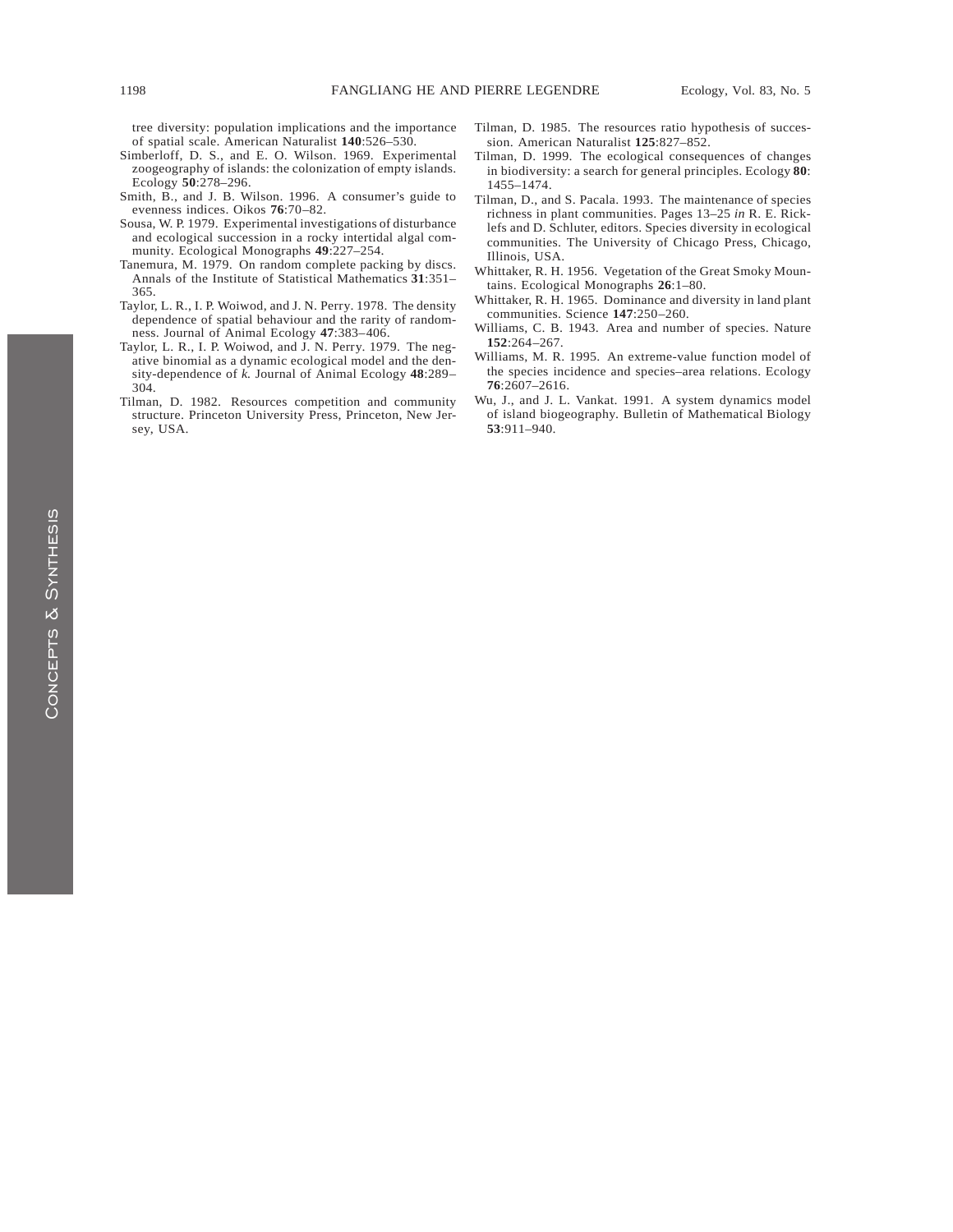tree diversity: population implications and the importance of spatial scale. American Naturalist **140**:526–530.

Simberloff, D. S., and E. O. Wilson. 1969. Experimental zoogeography of islands: the colonization of empty islands. Ecology **50**:278–296.

Smith, B., and J. B. Wilson. 1996. A consumer's guide to evenness indices. Oikos **76**:70–82.

Sousa, W. P. 1979. Experimental investigations of disturbance and ecological succession in a rocky intertidal algal community. Ecological Monographs **49**:227–254.

Tanemura, M. 1979. On random complete packing by discs. Annals of the Institute of Statistical Mathematics **31**:351–365.

Taylor, L. R., I. P. Woiwod, and J. N. Perry. 1978. The density dependence of spatial behaviour and the rarity of randomness. Journal of Animal Ecology **47**:383–406.

Taylor, L. R., I. P. Woiwod, and J. N. Perry. 1979. The negative binomial as a dynamic ecological model and the density-dependence of *k.* Journal of Animal Ecology **48**:289–304.

Tilman, D. 1982. Resources competition and community structure. Princeton University Press, Princeton, New Jersey, USA.

Tilman, D. 1985. The resources ratio hypothesis of succession. American Naturalist **125**:827–852.

Tilman, D. 1999. The ecological consequences of changes in biodiversity: a search for general principles. Ecology **80**: 1455–1474.

Tilman, D., and S. Pacala. 1993. The maintenance of species richness in plant communities. Pages 13–25 *in* R. E. Ricklefs and D. Schluter, editors. Species diversity in ecological communities. The University of Chicago Press, Chicago, Illinois, USA.

Whittaker, R. H. 1956. Vegetation of the Great Smoky Mountains. Ecological Monographs **26**:1–80.

Whittaker, R. H. 1965. Dominance and diversity in land plant communities. Science **147**:250–260.

Williams, C. B. 1943. Area and number of species. Nature **152**:264–267.

Williams, M. R. 1995. An extreme-value function model of the species incidence and species–area relations. Ecology **76**:2607–2616.

Wu, J., and J. L. Vankat. 1991. A system dynamics model of island biogeography. Bulletin of Mathematical Biology **53**:911–940.